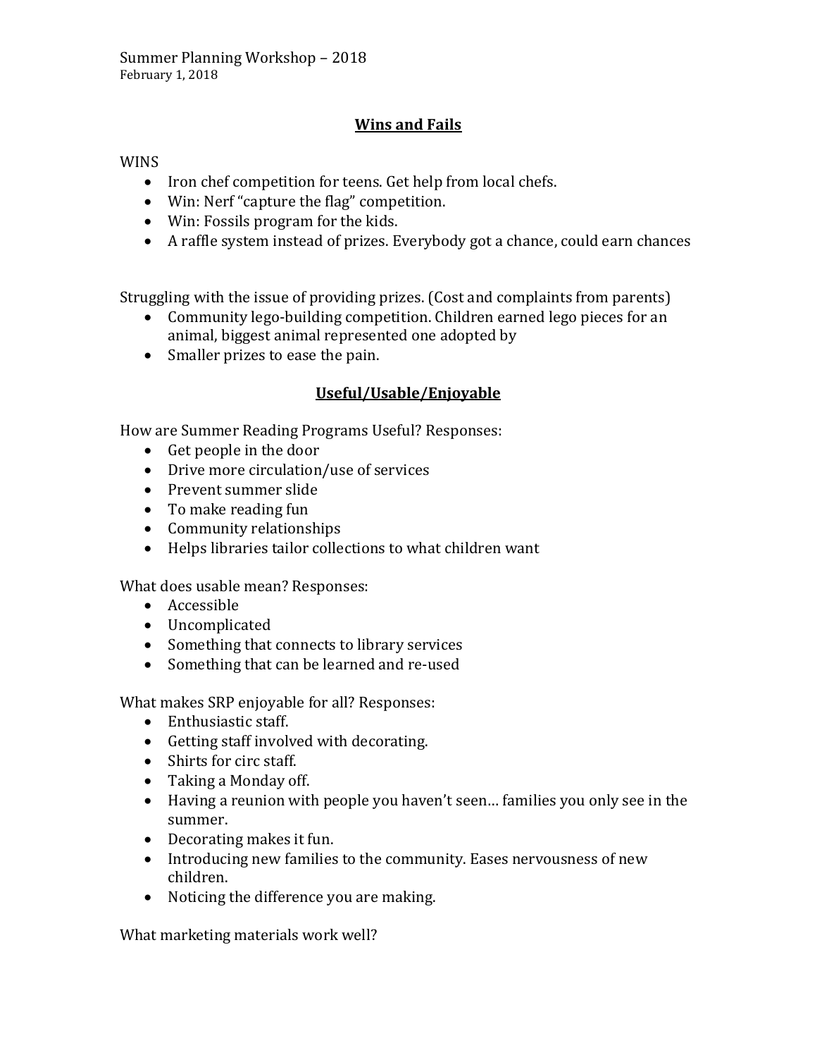Summer Planning Workshop – 2018
February 1, 2018

## Wins and Fails

WINS

- Iron chef competition for teens. Get help from local chefs.
- Win: Nerf "capture the flag" competition.
- Win: Fossils program for the kids.
- A raffle system instead of prizes. Everybody got a chance, could earn chances

Struggling with the issue of providing prizes. (Cost and complaints from parents)

- Community lego-building competition. Children earned lego pieces for an animal, biggest animal represented one adopted by
- Smaller prizes to ease the pain.

## Useful/Usable/Enjoyable

How are Summer Reading Programs Useful? Responses:

- Get people in the door
- Drive more circulation/use of services
- Prevent summer slide
- To make reading fun
- Community relationships
- Helps libraries tailor collections to what children want

What does usable mean? Responses:

- Accessible
- Uncomplicated
- Something that connects to library services
- Something that can be learned and re-used

What makes SRP enjoyable for all? Responses:

- Enthusiastic staff.
- Getting staff involved with decorating.
- Shirts for circ staff.
- Taking a Monday off.
- Having a reunion with people you haven't seen… families you only see in the summer.
- Decorating makes it fun.
- Introducing new families to the community. Eases nervousness of new children.
- Noticing the difference you are making.

What marketing materials work well?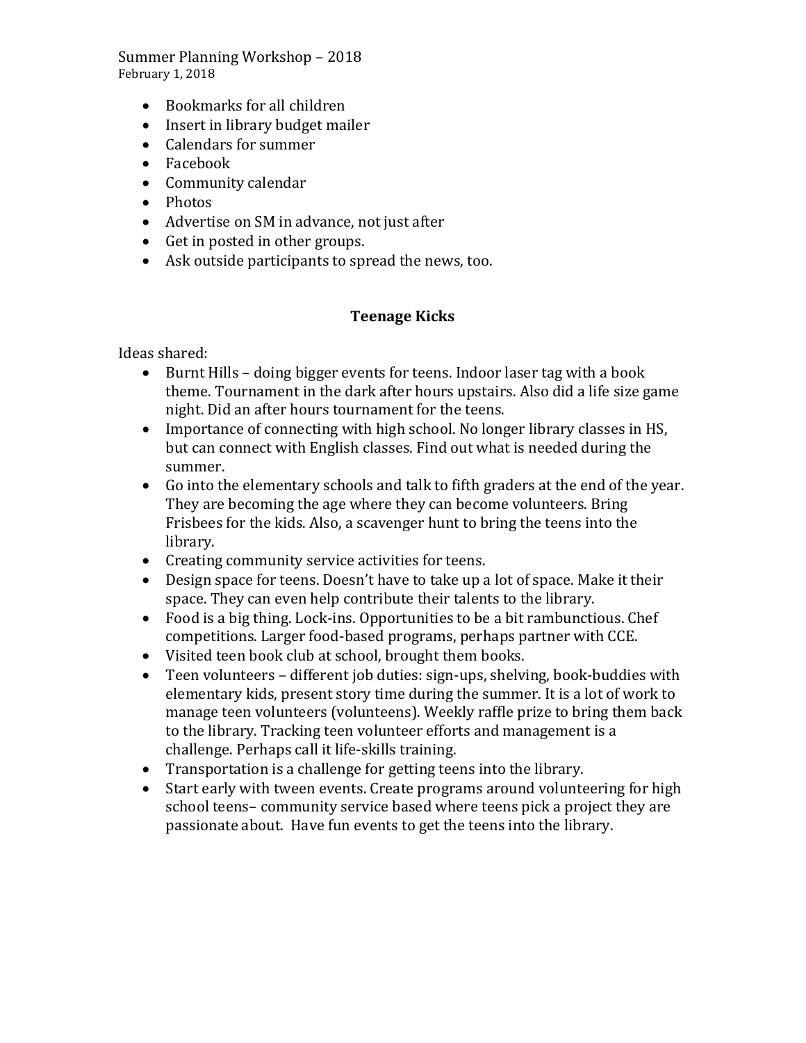Summer Planning Workshop – 2018
February 1, 2018

- Bookmarks for all children
- Insert in library budget mailer
- Calendars for summer
- Facebook
- Community calendar
- Photos
- Advertise on SM in advance, not just after
- Get in posted in other groups.
- Ask outside participants to spread the news, too.

## Teenage Kicks

Ideas shared:

- Burnt Hills – doing bigger events for teens. Indoor laser tag with a book theme. Tournament in the dark after hours upstairs. Also did a life size game night. Did an after hours tournament for the teens.
- Importance of connecting with high school. No longer library classes in HS, but can connect with English classes. Find out what is needed during the summer.
- Go into the elementary schools and talk to fifth graders at the end of the year. They are becoming the age where they can become volunteers. Bring Frisbees for the kids. Also, a scavenger hunt to bring the teens into the library.
- Creating community service activities for teens.
- Design space for teens. Doesn't have to take up a lot of space. Make it their space. They can even help contribute their talents to the library.
- Food is a big thing. Lock-ins. Opportunities to be a bit rambunctious. Chef competitions. Larger food-based programs, perhaps partner with CCE.
- Visited teen book club at school, brought them books.
- Teen volunteers – different job duties: sign-ups, shelving, book-buddies with elementary kids, present story time during the summer. It is a lot of work to manage teen volunteers (volunteens). Weekly raffle prize to bring them back to the library. Tracking teen volunteer efforts and management is a challenge. Perhaps call it life-skills training.
- Transportation is a challenge for getting teens into the library.
- Start early with tween events. Create programs around volunteering for high school teens– community service based where teens pick a project they are passionate about. Have fun events to get the teens into the library.